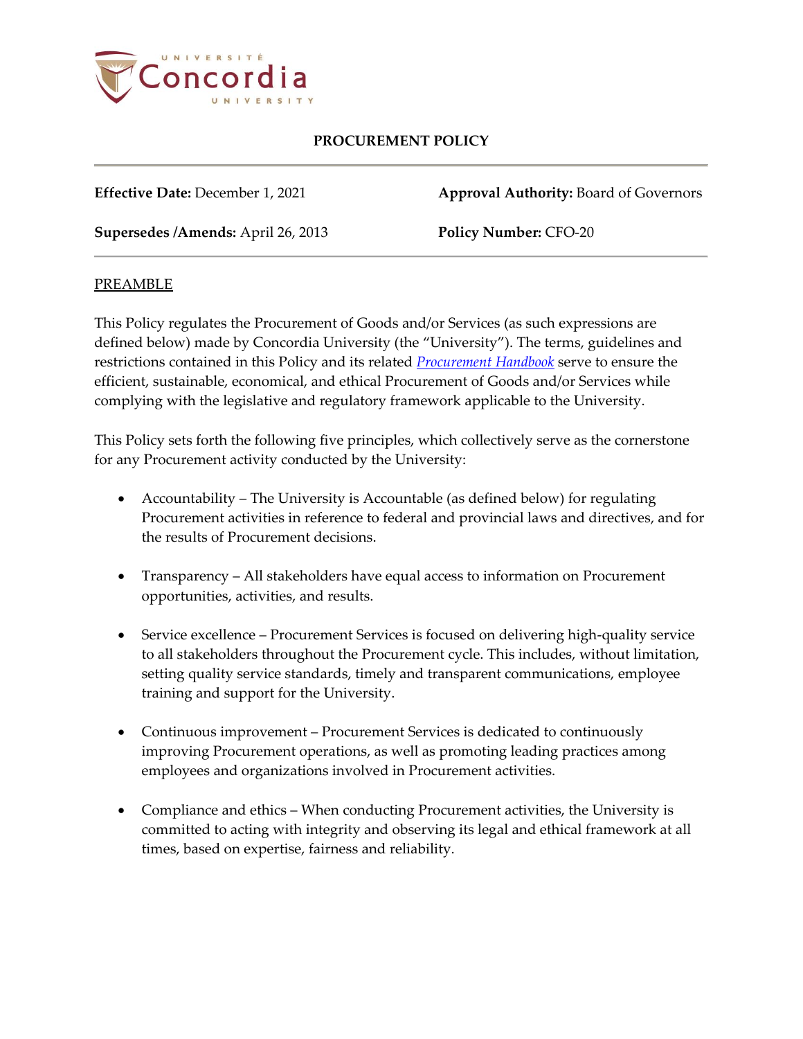# PROCUREMENT POLICY

**Effective Date:** December 1, 2021

**Approval Authority:** Board of Governors

**Supersedes /Amends:** April 26, 2013

**Policy Number:** CFO-20

## PREAMBLE

This Policy regulates the Procurement of Goods and/or Services (as such expressions are defined below) made by Concordia University (the "University"). The terms, guidelines and restrictions contained in this Policy and its related *Procurement Handbook* serve to ensure the efficient, sustainable, economical, and ethical Procurement of Goods and/or Services while complying with the legislative and regulatory framework applicable to the University.

This Policy sets forth the following five principles, which collectively serve as the cornerstone for any Procurement activity conducted by the University:

- Accountability – The University is Accountable (as defined below) for regulating Procurement activities in reference to federal and provincial laws and directives, and for the results of Procurement decisions.
- Transparency – All stakeholders have equal access to information on Procurement opportunities, activities, and results.
- Service excellence – Procurement Services is focused on delivering high-quality service to all stakeholders throughout the Procurement cycle. This includes, without limitation, setting quality service standards, timely and transparent communications, employee training and support for the University.
- Continuous improvement – Procurement Services is dedicated to continuously improving Procurement operations, as well as promoting leading practices among employees and organizations involved in Procurement activities.
- Compliance and ethics – When conducting Procurement activities, the University is committed to acting with integrity and observing its legal and ethical framework at all times, based on expertise, fairness and reliability.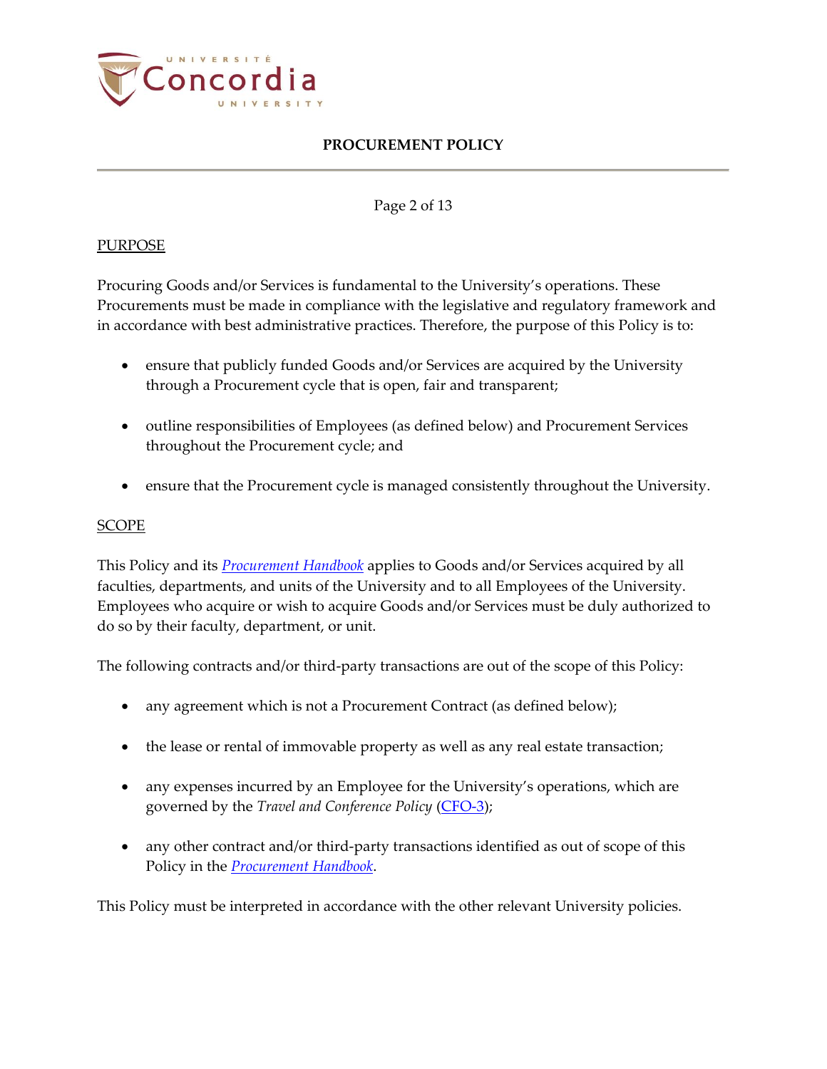## PURPOSE

Procuring Goods and/or Services is fundamental to the University's operations. These Procurements must be made in compliance with the legislative and regulatory framework and in accordance with best administrative practices. Therefore, the purpose of this Policy is to:

- ensure that publicly funded Goods and/or Services are acquired by the University through a Procurement cycle that is open, fair and transparent;
- outline responsibilities of Employees (as defined below) and Procurement Services throughout the Procurement cycle; and
- ensure that the Procurement cycle is managed consistently throughout the University.

## SCOPE

This Policy and its *Procurement Handbook* applies to Goods and/or Services acquired by all faculties, departments, and units of the University and to all Employees of the University. Employees who acquire or wish to acquire Goods and/or Services must be duly authorized to do so by their faculty, department, or unit.

The following contracts and/or third-party transactions are out of the scope of this Policy:

- any agreement which is not a Procurement Contract (as defined below);
- the lease or rental of immovable property as well as any real estate transaction;
- any expenses incurred by an Employee for the University's operations, which are governed by the *Travel and Conference Policy* (CFO-3);
- any other contract and/or third-party transactions identified as out of scope of this Policy in the *Procurement Handbook*.

This Policy must be interpreted in accordance with the other relevant University policies.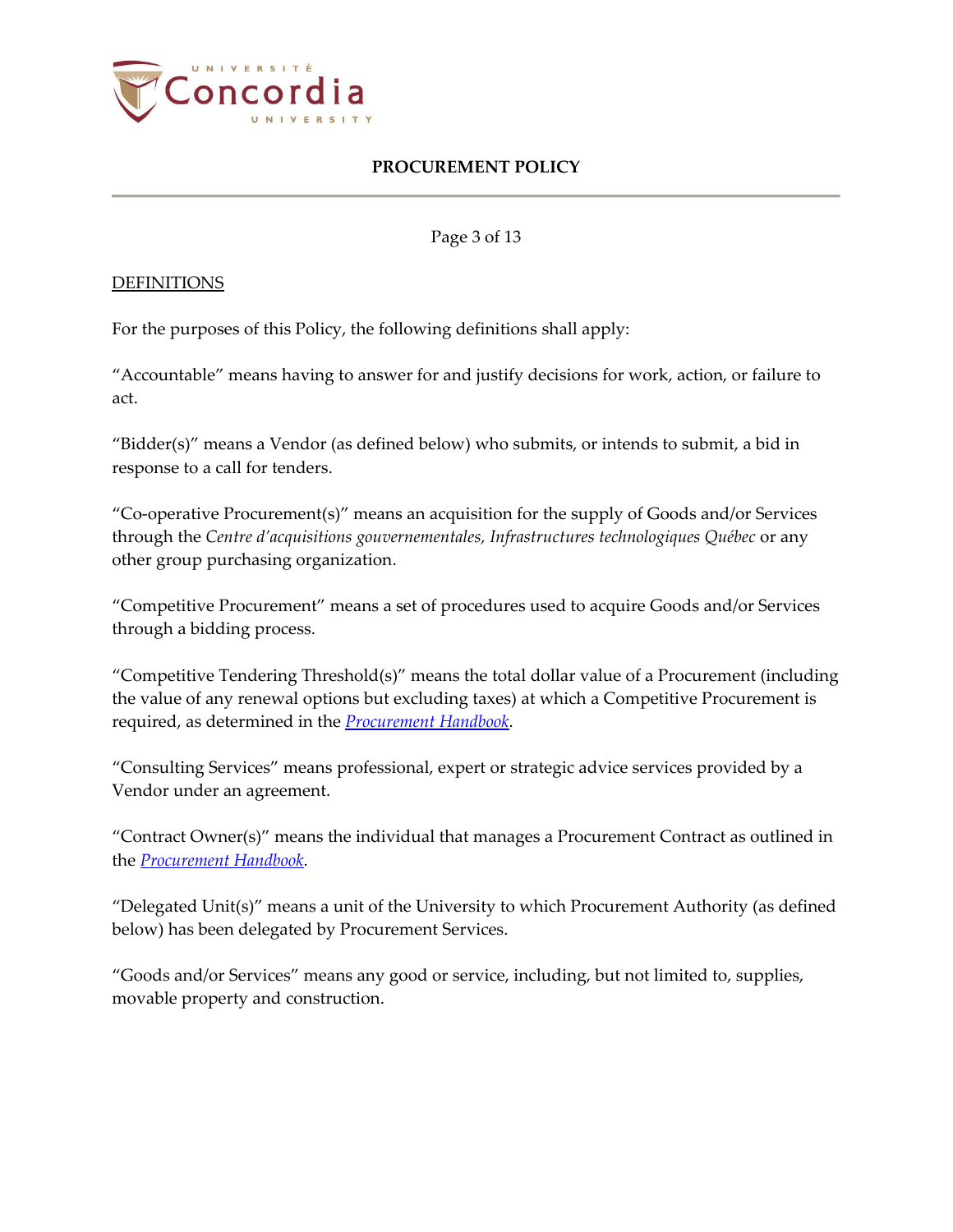DEFINITIONS

For the purposes of this Policy, the following definitions shall apply:

"Accountable" means having to answer for and justify decisions for work, action, or failure to act.

"Bidder(s)" means a Vendor (as defined below) who submits, or intends to submit, a bid in response to a call for tenders.

"Co-operative Procurement(s)" means an acquisition for the supply of Goods and/or Services through the *Centre d'acquisitions gouvernementales, Infrastructures technologiques Québec* or any other group purchasing organization.

"Competitive Procurement" means a set of procedures used to acquire Goods and/or Services through a bidding process.

"Competitive Tendering Threshold(s)" means the total dollar value of a Procurement (including the value of any renewal options but excluding taxes) at which a Competitive Procurement is required, as determined in the *Procurement Handbook*.

"Consulting Services" means professional, expert or strategic advice services provided by a Vendor under an agreement.

"Contract Owner(s)" means the individual that manages a Procurement Contract as outlined in the *Procurement Handbook*.

"Delegated Unit(s)" means a unit of the University to which Procurement Authority (as defined below) has been delegated by Procurement Services.

"Goods and/or Services" means any good or service, including, but not limited to, supplies, movable property and construction.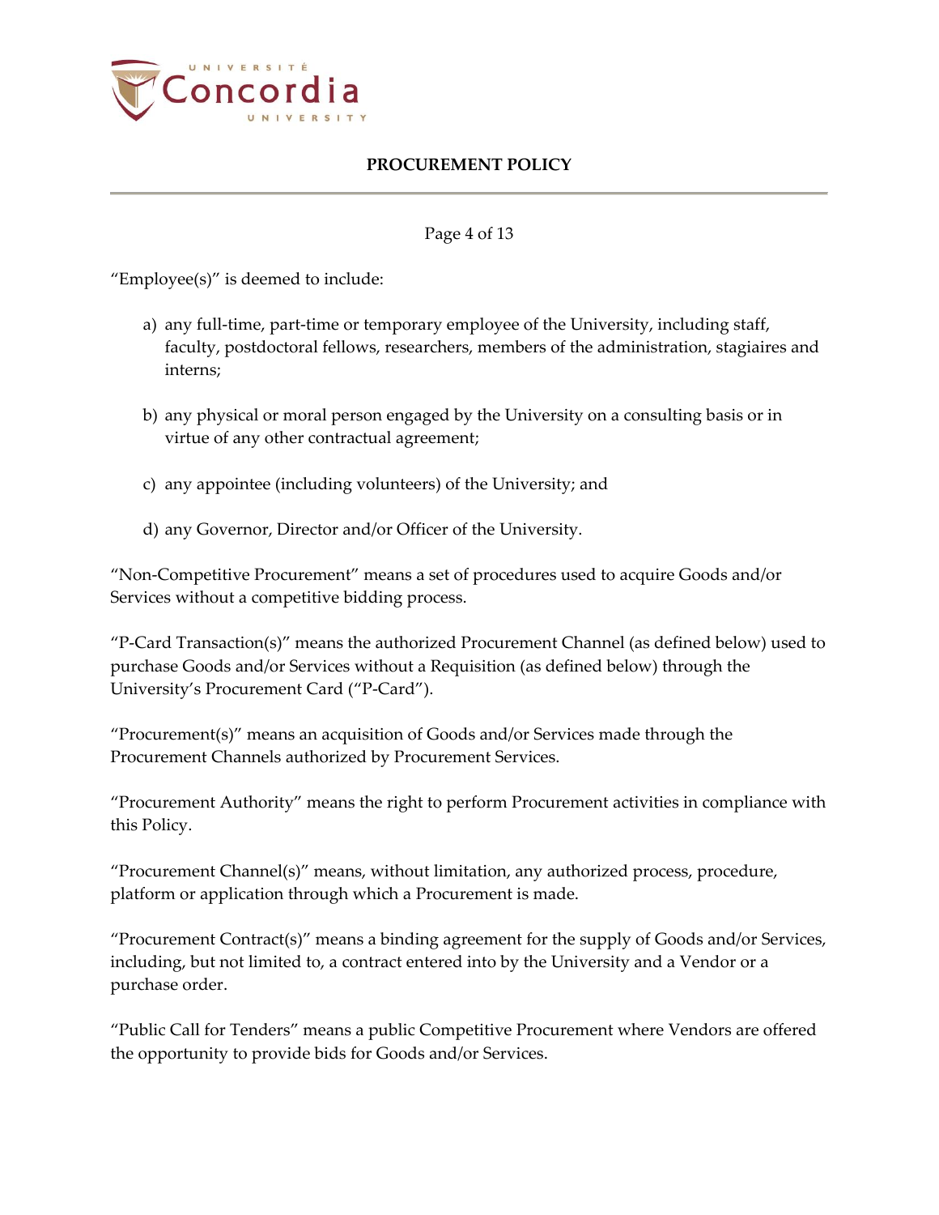“Employee(s)” is deemed to include:

a) any full-time, part-time or temporary employee of the University, including staff, faculty, postdoctoral fellows, researchers, members of the administration, stagiaires and interns;

b) any physical or moral person engaged by the University on a consulting basis or in virtue of any other contractual agreement;

c) any appointee (including volunteers) of the University; and

d) any Governor, Director and/or Officer of the University.

“Non-Competitive Procurement” means a set of procedures used to acquire Goods and/or Services without a competitive bidding process.

“P-Card Transaction(s)” means the authorized Procurement Channel (as defined below) used to purchase Goods and/or Services without a Requisition (as defined below) through the University’s Procurement Card (“P-Card”).

“Procurement(s)” means an acquisition of Goods and/or Services made through the Procurement Channels authorized by Procurement Services.

“Procurement Authority” means the right to perform Procurement activities in compliance with this Policy.

“Procurement Channel(s)” means, without limitation, any authorized process, procedure, platform or application through which a Procurement is made.

“Procurement Contract(s)” means a binding agreement for the supply of Goods and/or Services, including, but not limited to, a contract entered into by the University and a Vendor or a purchase order.

“Public Call for Tenders” means a public Competitive Procurement where Vendors are offered the opportunity to provide bids for Goods and/or Services.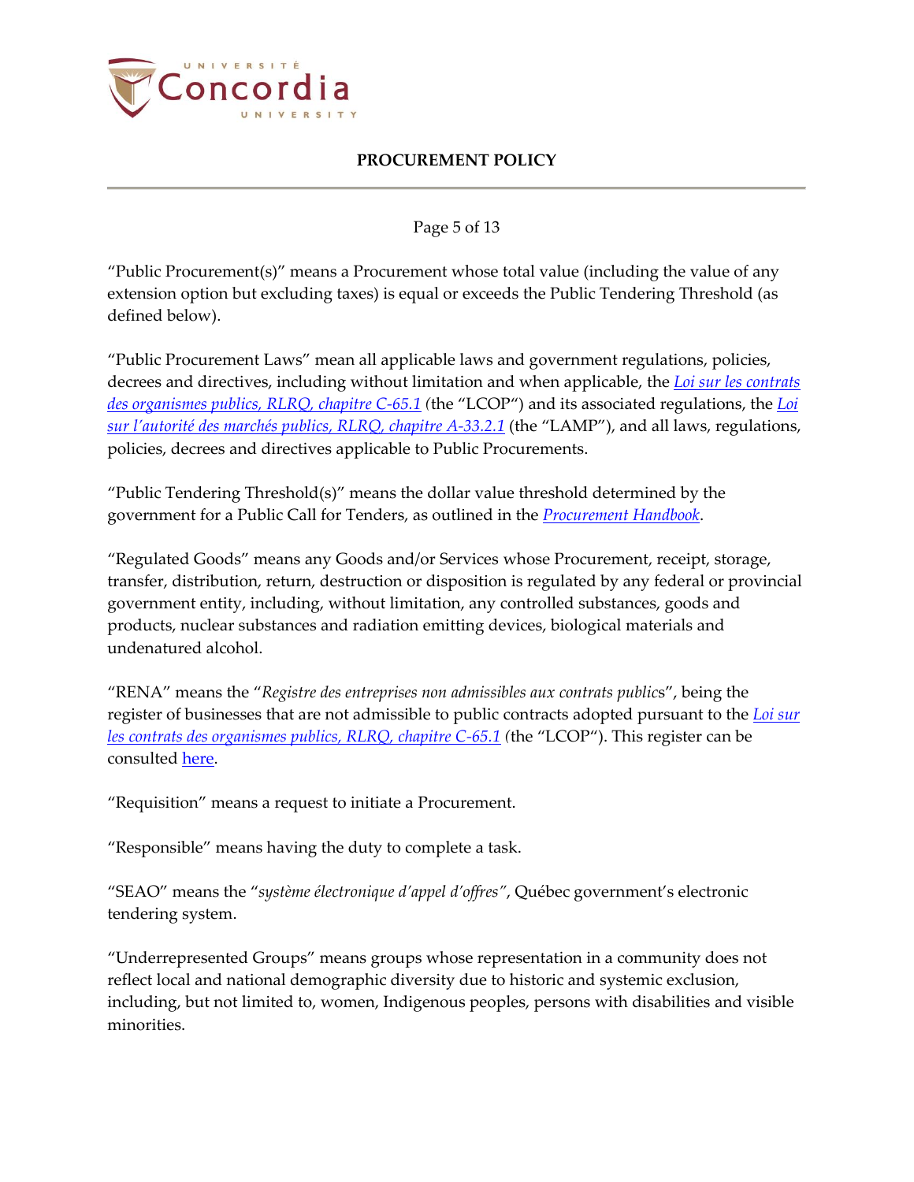"Public Procurement(s)" means a Procurement whose total value (including the value of any extension option but excluding taxes) is equal or exceeds the Public Tendering Threshold (as defined below).

"Public Procurement Laws" mean all applicable laws and government regulations, policies, decrees and directives, including without limitation and when applicable, the *Loi sur les contrats des organismes publics, RLRQ, chapitre C-65.1* (the "LCOP") and its associated regulations, the *Loi sur l'autorité des marchés publics, RLRQ, chapitre A-33.2.1* (the "LAMP"), and all laws, regulations, policies, decrees and directives applicable to Public Procurements.

"Public Tendering Threshold(s)" means the dollar value threshold determined by the government for a Public Call for Tenders, as outlined in the *Procurement Handbook*.

"Regulated Goods" means any Goods and/or Services whose Procurement, receipt, storage, transfer, distribution, return, destruction or disposition is regulated by any federal or provincial government entity, including, without limitation, any controlled substances, goods and products, nuclear substances and radiation emitting devices, biological materials and undenatured alcohol.

"RENA" means the "*Registre des entreprises non admissibles aux contrats public*s", being the register of businesses that are not admissible to public contracts adopted pursuant to the *Loi sur les contrats des organismes publics, RLRQ, chapitre C-65.1* (the "LCOP"). This register can be consulted here.

"Requisition" means a request to initiate a Procurement.

"Responsible" means having the duty to complete a task.

"SEAO" means the "*système électronique d'appel d'offres"*, Québec government's electronic tendering system.

"Underrepresented Groups" means groups whose representation in a community does not reflect local and national demographic diversity due to historic and systemic exclusion, including, but not limited to, women, Indigenous peoples, persons with disabilities and visible minorities.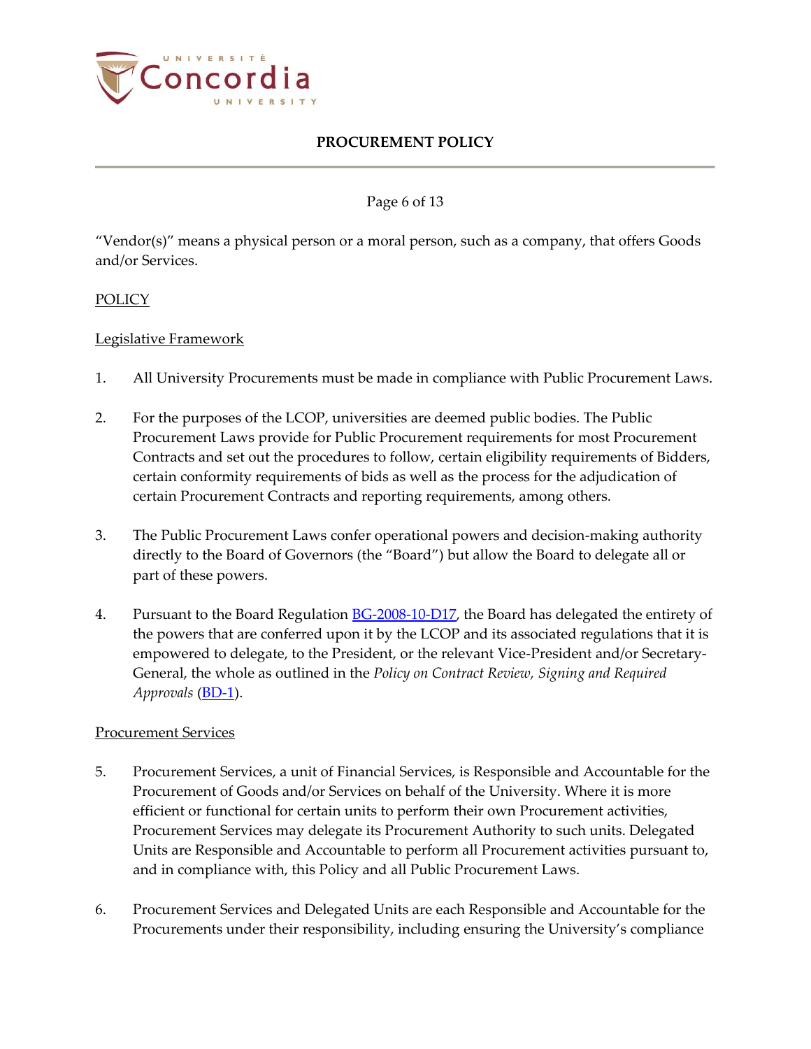"Vendor(s)" means a physical person or a moral person, such as a company, that offers Goods and/or Services.

## POLICY

### Legislative Framework

1. All University Procurements must be made in compliance with Public Procurement Laws.

2. For the purposes of the LCOP, universities are deemed public bodies. The Public Procurement Laws provide for Public Procurement requirements for most Procurement Contracts and set out the procedures to follow, certain eligibility requirements of Bidders, certain conformity requirements of bids as well as the process for the adjudication of certain Procurement Contracts and reporting requirements, among others.

3. The Public Procurement Laws confer operational powers and decision-making authority directly to the Board of Governors (the "Board") but allow the Board to delegate all or part of these powers.

4. Pursuant to the Board Regulation BG-2008-10-D17, the Board has delegated the entirety of the powers that are conferred upon it by the LCOP and its associated regulations that it is empowered to delegate, to the President, or the relevant Vice-President and/or Secretary-General, the whole as outlined in the *Policy on Contract Review, Signing and Required Approvals* (BD-1).

### Procurement Services

5. Procurement Services, a unit of Financial Services, is Responsible and Accountable for the Procurement of Goods and/or Services on behalf of the University. Where it is more efficient or functional for certain units to perform their own Procurement activities, Procurement Services may delegate its Procurement Authority to such units. Delegated Units are Responsible and Accountable to perform all Procurement activities pursuant to, and in compliance with, this Policy and all Public Procurement Laws.

6. Procurement Services and Delegated Units are each Responsible and Accountable for the Procurements under their responsibility, including ensuring the University's compliance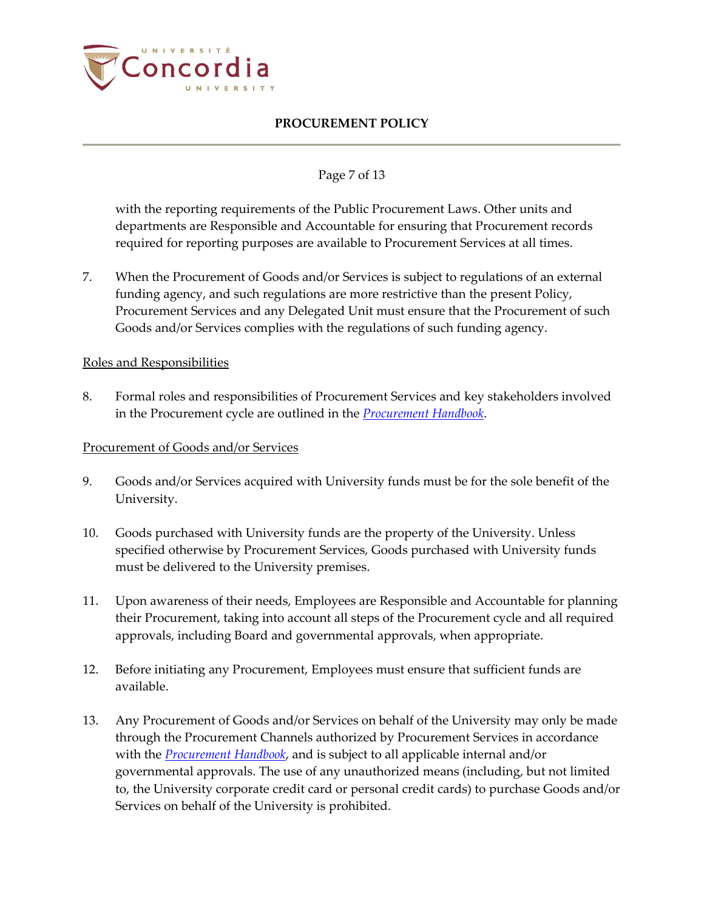with the reporting requirements of the Public Procurement Laws. Other units and departments are Responsible and Accountable for ensuring that Procurement records required for reporting purposes are available to Procurement Services at all times.

7. When the Procurement of Goods and/or Services is subject to regulations of an external funding agency, and such regulations are more restrictive than the present Policy, Procurement Services and any Delegated Unit must ensure that the Procurement of such Goods and/or Services complies with the regulations of such funding agency.

Roles and Responsibilities

8. Formal roles and responsibilities of Procurement Services and key stakeholders involved in the Procurement cycle are outlined in the *Procurement Handbook*.

Procurement of Goods and/or Services

9. Goods and/or Services acquired with University funds must be for the sole benefit of the University.

10. Goods purchased with University funds are the property of the University. Unless specified otherwise by Procurement Services, Goods purchased with University funds must be delivered to the University premises.

11. Upon awareness of their needs, Employees are Responsible and Accountable for planning their Procurement, taking into account all steps of the Procurement cycle and all required approvals, including Board and governmental approvals, when appropriate.

12. Before initiating any Procurement, Employees must ensure that sufficient funds are available.

13. Any Procurement of Goods and/or Services on behalf of the University may only be made through the Procurement Channels authorized by Procurement Services in accordance with the *Procurement Handbook*, and is subject to all applicable internal and/or governmental approvals. The use of any unauthorized means (including, but not limited to, the University corporate credit card or personal credit cards) to purchase Goods and/or Services on behalf of the University is prohibited.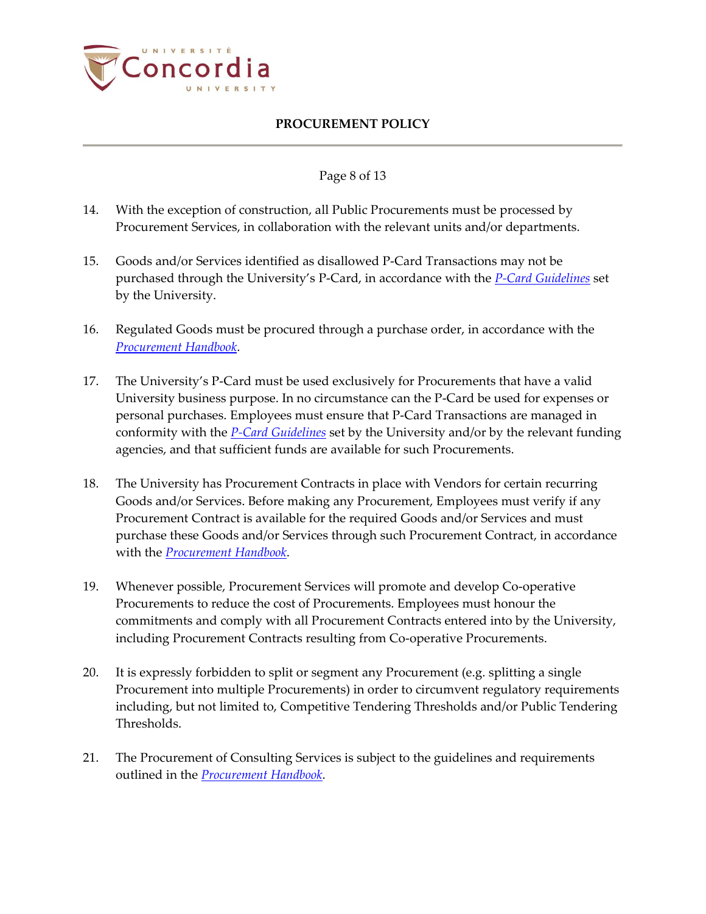14. With the exception of construction, all Public Procurements must be processed by Procurement Services, in collaboration with the relevant units and/or departments.

15. Goods and/or Services identified as disallowed P-Card Transactions may not be purchased through the University's P-Card, in accordance with the *P-Card Guidelines* set by the University.

16. Regulated Goods must be procured through a purchase order, in accordance with the *Procurement Handbook*.

17. The University's P-Card must be used exclusively for Procurements that have a valid University business purpose. In no circumstance can the P-Card be used for expenses or personal purchases. Employees must ensure that P-Card Transactions are managed in conformity with the *P-Card Guidelines* set by the University and/or by the relevant funding agencies, and that sufficient funds are available for such Procurements.

18. The University has Procurement Contracts in place with Vendors for certain recurring Goods and/or Services. Before making any Procurement, Employees must verify if any Procurement Contract is available for the required Goods and/or Services and must purchase these Goods and/or Services through such Procurement Contract, in accordance with the *Procurement Handbook*.

19. Whenever possible, Procurement Services will promote and develop Co-operative Procurements to reduce the cost of Procurements. Employees must honour the commitments and comply with all Procurement Contracts entered into by the University, including Procurement Contracts resulting from Co-operative Procurements.

20. It is expressly forbidden to split or segment any Procurement (e.g. splitting a single Procurement into multiple Procurements) in order to circumvent regulatory requirements including, but not limited to, Competitive Tendering Thresholds and/or Public Tendering Thresholds.

21. The Procurement of Consulting Services is subject to the guidelines and requirements outlined in the *Procurement Handbook*.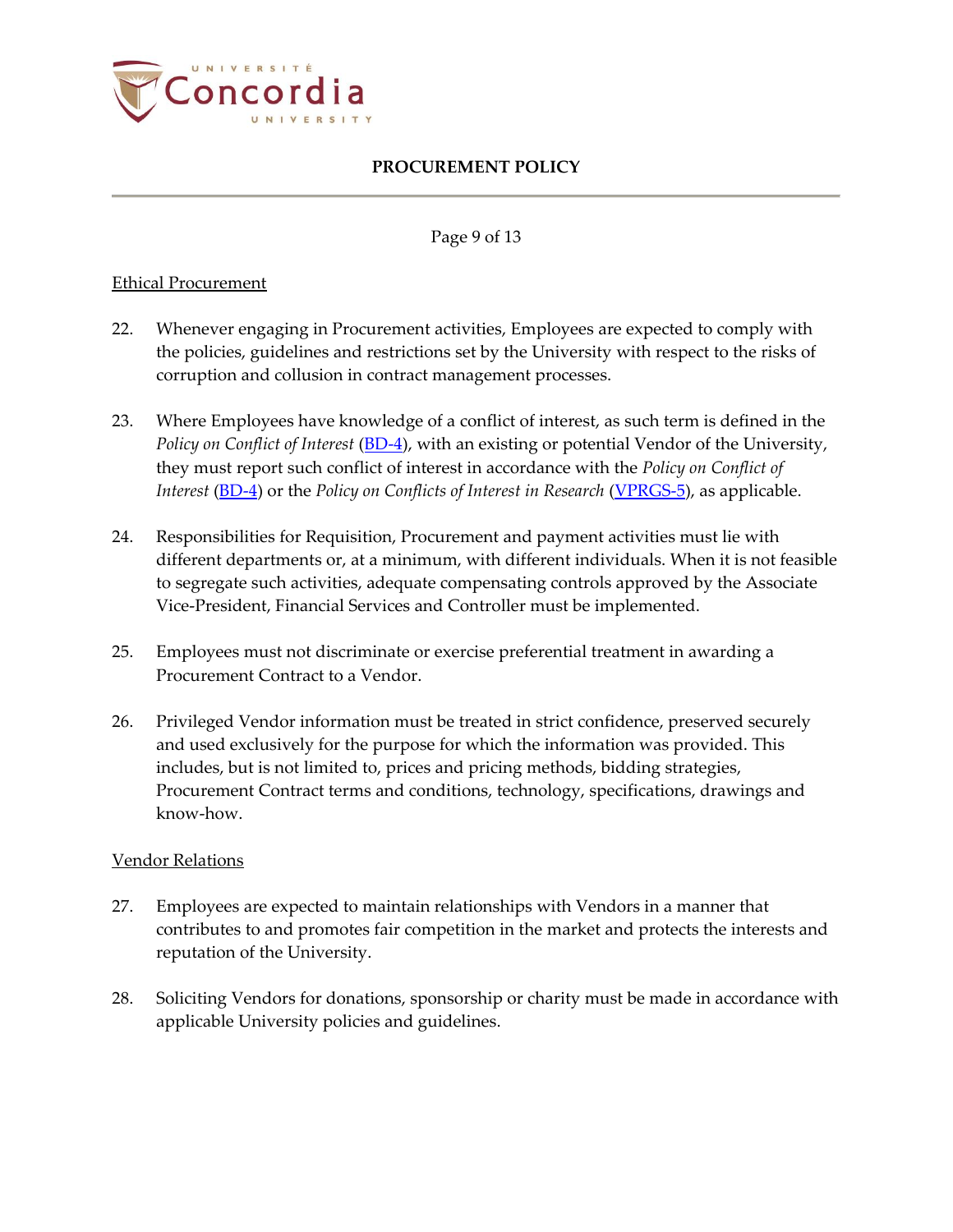Ethical Procurement

22. Whenever engaging in Procurement activities, Employees are expected to comply with the policies, guidelines and restrictions set by the University with respect to the risks of corruption and collusion in contract management processes.

23. Where Employees have knowledge of a conflict of interest, as such term is defined in the *Policy on Conflict of Interest* (BD-4), with an existing or potential Vendor of the University, they must report such conflict of interest in accordance with the *Policy on Conflict of Interest* (BD-4) or the *Policy on Conflicts of Interest in Research* (VPRGS-5), as applicable.

24. Responsibilities for Requisition, Procurement and payment activities must lie with different departments or, at a minimum, with different individuals. When it is not feasible to segregate such activities, adequate compensating controls approved by the Associate Vice-President, Financial Services and Controller must be implemented.

25. Employees must not discriminate or exercise preferential treatment in awarding a Procurement Contract to a Vendor.

26. Privileged Vendor information must be treated in strict confidence, preserved securely and used exclusively for the purpose for which the information was provided. This includes, but is not limited to, prices and pricing methods, bidding strategies, Procurement Contract terms and conditions, technology, specifications, drawings and know-how.

Vendor Relations

27. Employees are expected to maintain relationships with Vendors in a manner that contributes to and promotes fair competition in the market and protects the interests and reputation of the University.

28. Soliciting Vendors for donations, sponsorship or charity must be made in accordance with applicable University policies and guidelines.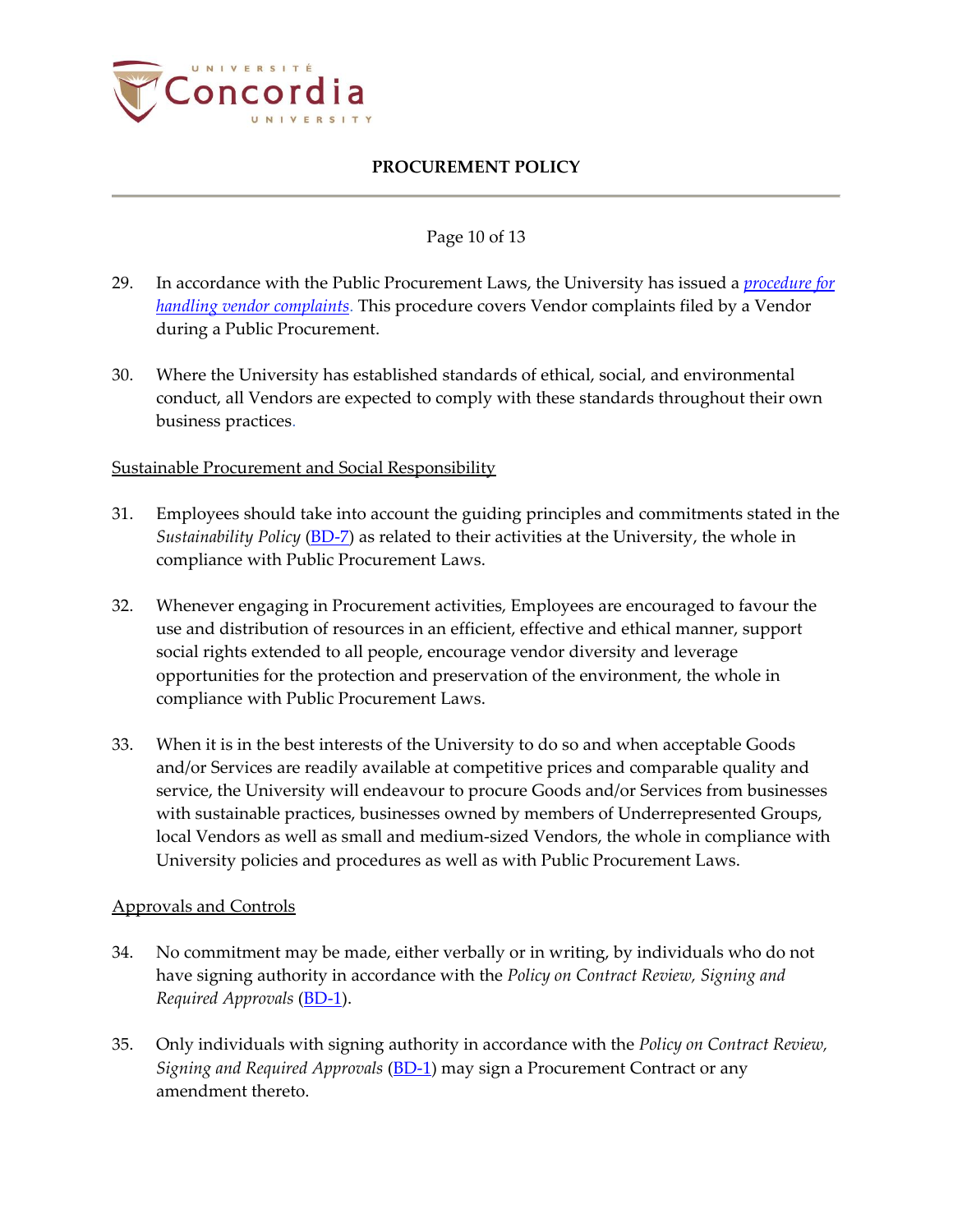29. In accordance with the Public Procurement Laws, the University has issued a *procedure for handling vendor complaints*. This procedure covers Vendor complaints filed by a Vendor during a Public Procurement.

30. Where the University has established standards of ethical, social, and environmental conduct, all Vendors are expected to comply with these standards throughout their own business practices.

<u>Sustainable Procurement and Social Responsibility</u>

31. Employees should take into account the guiding principles and commitments stated in the *Sustainability Policy* (BD-7) as related to their activities at the University, the whole in compliance with Public Procurement Laws.

32. Whenever engaging in Procurement activities, Employees are encouraged to favour the use and distribution of resources in an efficient, effective and ethical manner, support social rights extended to all people, encourage vendor diversity and leverage opportunities for the protection and preservation of the environment, the whole in compliance with Public Procurement Laws.

33. When it is in the best interests of the University to do so and when acceptable Goods and/or Services are readily available at competitive prices and comparable quality and service, the University will endeavour to procure Goods and/or Services from businesses with sustainable practices, businesses owned by members of Underrepresented Groups, local Vendors as well as small and medium-sized Vendors, the whole in compliance with University policies and procedures as well as with Public Procurement Laws.

<u>Approvals and Controls</u>

34. No commitment may be made, either verbally or in writing, by individuals who do not have signing authority in accordance with the *Policy on Contract Review, Signing and Required Approvals* (BD-1).

35. Only individuals with signing authority in accordance with the *Policy on Contract Review, Signing and Required Approvals* (BD-1) may sign a Procurement Contract or any amendment thereto.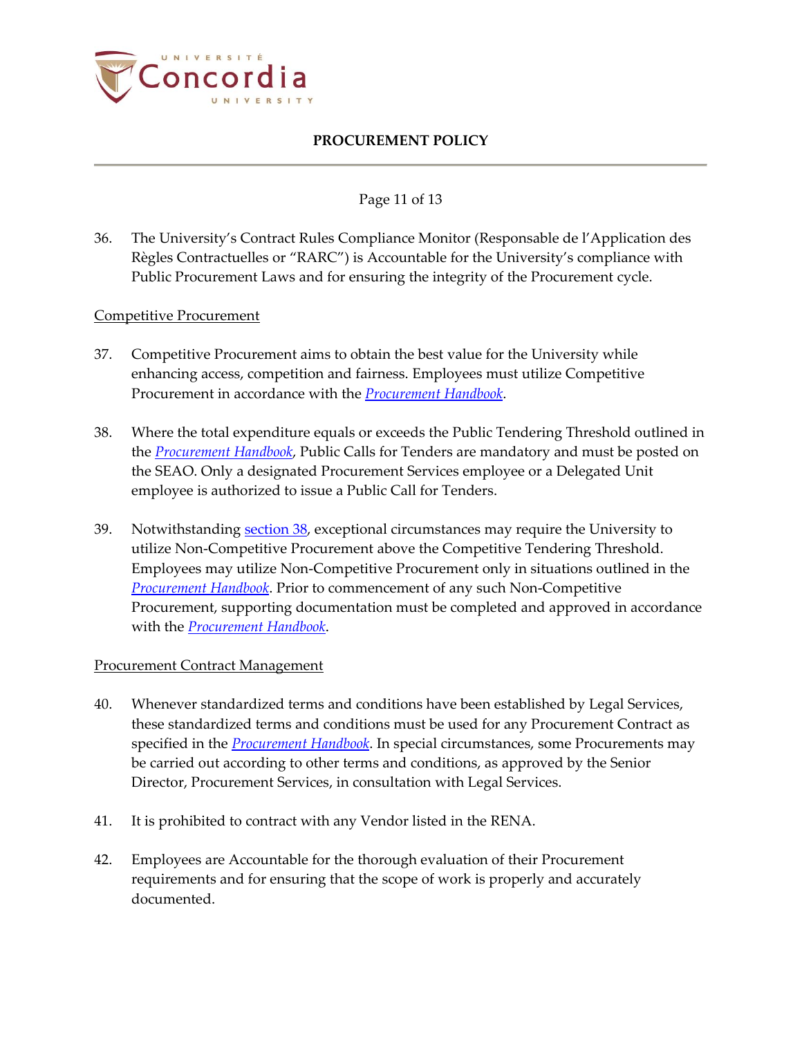36. The University's Contract Rules Compliance Monitor (Responsable de l'Application des Règles Contractuelles or "RARC") is Accountable for the University's compliance with Public Procurement Laws and for ensuring the integrity of the Procurement cycle.

Competitive Procurement

37. Competitive Procurement aims to obtain the best value for the University while enhancing access, competition and fairness. Employees must utilize Competitive Procurement in accordance with the *Procurement Handbook*.

38. Where the total expenditure equals or exceeds the Public Tendering Threshold outlined in the *Procurement Handbook*, Public Calls for Tenders are mandatory and must be posted on the SEAO. Only a designated Procurement Services employee or a Delegated Unit employee is authorized to issue a Public Call for Tenders.

39. Notwithstanding section 38, exceptional circumstances may require the University to utilize Non-Competitive Procurement above the Competitive Tendering Threshold. Employees may utilize Non-Competitive Procurement only in situations outlined in the *Procurement Handbook*. Prior to commencement of any such Non-Competitive Procurement, supporting documentation must be completed and approved in accordance with the *Procurement Handbook*.

Procurement Contract Management

40. Whenever standardized terms and conditions have been established by Legal Services, these standardized terms and conditions must be used for any Procurement Contract as specified in the *Procurement Handbook*. In special circumstances, some Procurements may be carried out according to other terms and conditions, as approved by the Senior Director, Procurement Services, in consultation with Legal Services.

41. It is prohibited to contract with any Vendor listed in the RENA.

42. Employees are Accountable for the thorough evaluation of their Procurement requirements and for ensuring that the scope of work is properly and accurately documented.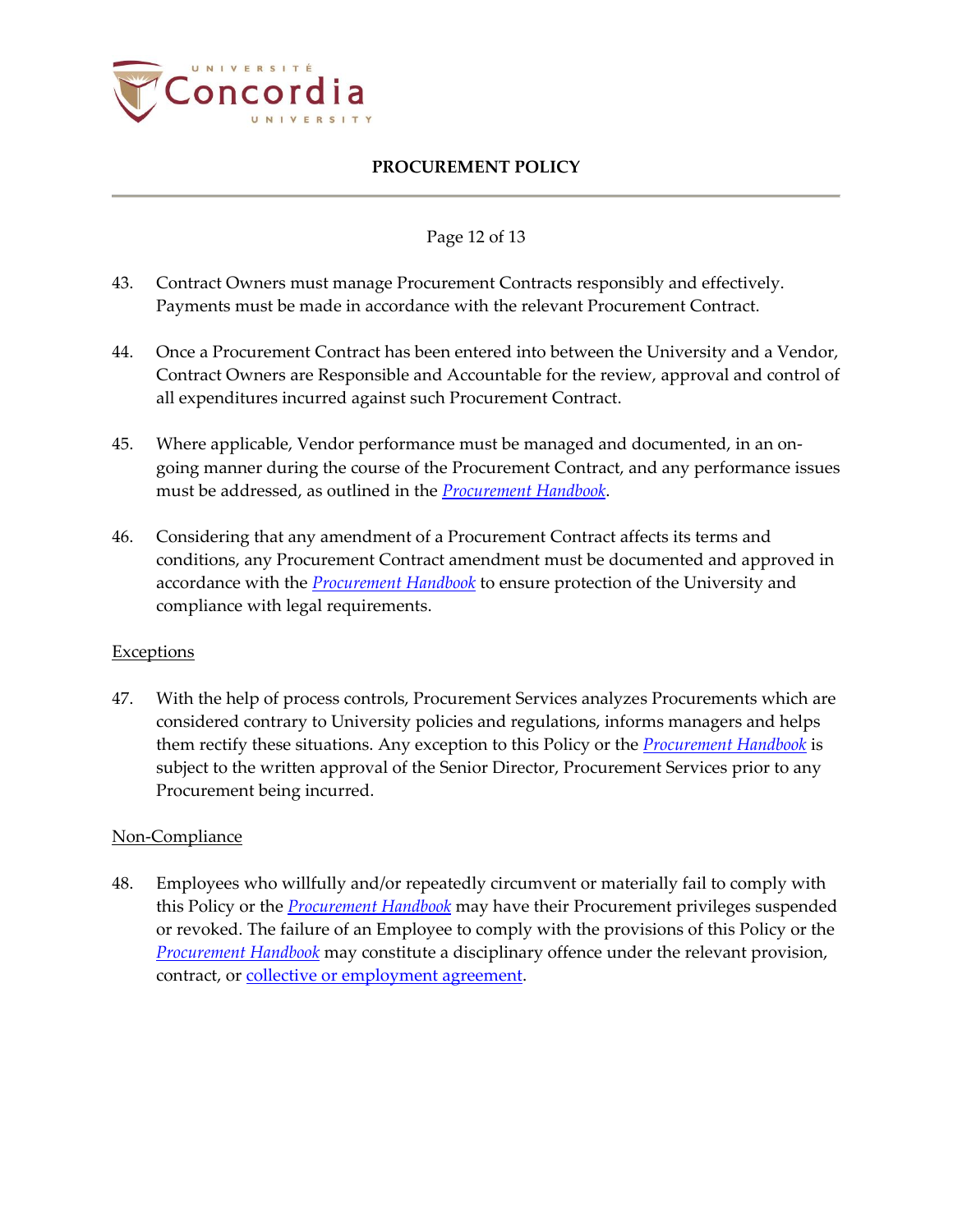43. Contract Owners must manage Procurement Contracts responsibly and effectively. Payments must be made in accordance with the relevant Procurement Contract.

44. Once a Procurement Contract has been entered into between the University and a Vendor, Contract Owners are Responsible and Accountable for the review, approval and control of all expenditures incurred against such Procurement Contract.

45. Where applicable, Vendor performance must be managed and documented, in an on-going manner during the course of the Procurement Contract, and any performance issues must be addressed, as outlined in the *Procurement Handbook*.

46. Considering that any amendment of a Procurement Contract affects its terms and conditions, any Procurement Contract amendment must be documented and approved in accordance with the *Procurement Handbook* to ensure protection of the University and compliance with legal requirements.

## Exceptions

47. With the help of process controls, Procurement Services analyzes Procurements which are considered contrary to University policies and regulations, informs managers and helps them rectify these situations. Any exception to this Policy or the *Procurement Handbook* is subject to the written approval of the Senior Director, Procurement Services prior to any Procurement being incurred.

## Non-Compliance

48. Employees who willfully and/or repeatedly circumvent or materially fail to comply with this Policy or the *Procurement Handbook* may have their Procurement privileges suspended or revoked. The failure of an Employee to comply with the provisions of this Policy or the *Procurement Handbook* may constitute a disciplinary offence under the relevant provision, contract, or collective or employment agreement.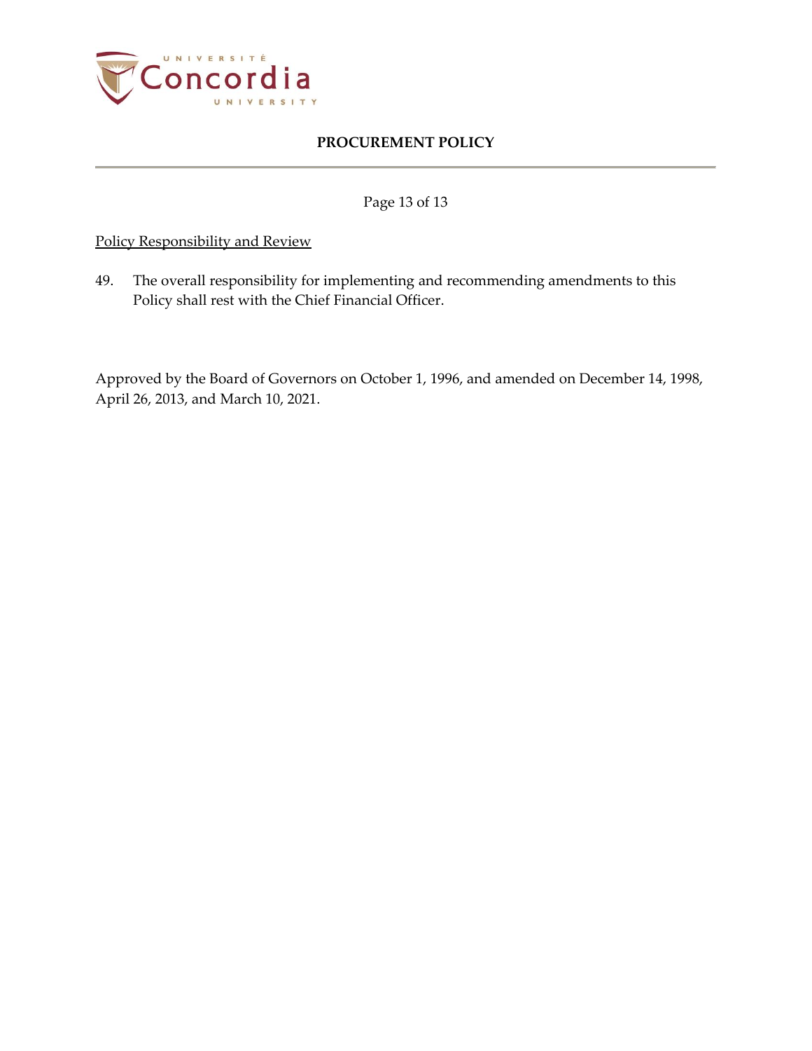Policy Responsibility and Review

49. The overall responsibility for implementing and recommending amendments to this Policy shall rest with the Chief Financial Officer.

Approved by the Board of Governors on October 1, 1996, and amended on December 14, 1998, April 26, 2013, and March 10, 2021.